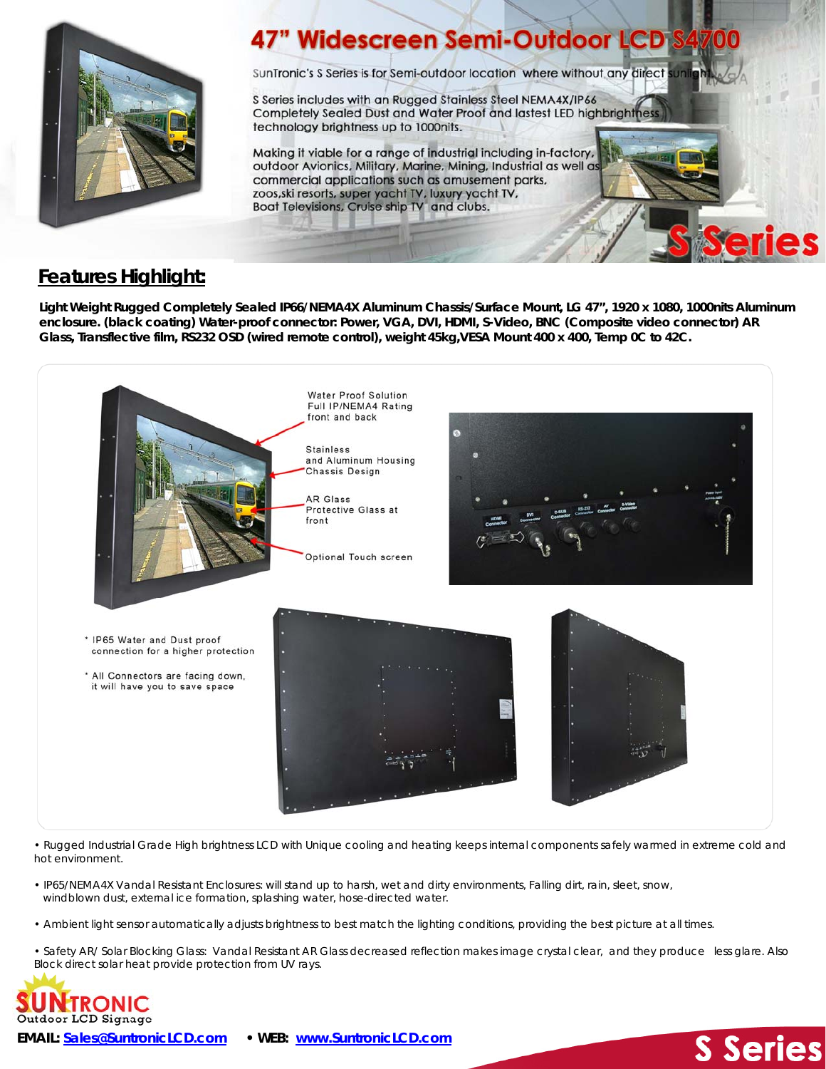# 47" Widescreen Semi-Outdoor LCD S4700

SunTronic's S Series is for Semi-outdoor location where without any direct sunlight.

S Series includes with an Rugged Stainless Steel NEMA4X/IP66 Completely Sealed Dust and Water Proof and lastest LED highbrightness technology brightness up to 1000nits.

Making it viable for a range of industrial including in-factory, outdoor Avionics, Military, Marine, Mining, Industrial as well as commercial applications such as amusement parks, zoos,ski resorts, super yacht TV, luxury yacht TV, Boat Televisions, Cruise ship TV and clubs.

S Series

## Features Highlight:

**Light Weight Rugged Completely Sealed IP66/NEMA4X Aluminum Chassis/Surface Mount, LG 47", 1920 x 1080, 1000nits Aluminum enclosure. (black coating) Water-proof connector: Power, VGA, DVI, HDMI, S-Video, BNC (Composite video connector) AR Glass, Transflective film, RS232 OSD (wired remote control), weight 45kg,VESA Mount 400 x 400, Temp 0C to 42C.**

Water Proof Solution Full IP/NEMA4 Rating front and back

Stainless and Aluminum Housing Chassis Design

AR Glass Protective Glass at front

Optional Touch screen

HDMI Connector | DVI Connector | D-SUB Connector | RS-232 Connector | AV Connector | S-Video Connector | Power Input

* IP65 Water and Dust proof connection for a higher protection

* All Connectors are facing down, it will have you to save space

• Rugged Industrial Grade High brightness LCD with Unique cooling and heating keeps internal components safely warmed in extreme cold and hot environment.

• IP65/NEMA4X Vandal Resistant Enclosures: will stand up to harsh, wet and dirty environments, Falling dirt, rain, sleet, snow, windblown dust, external ice formation, splashing water, hose-directed water.

• Ambient light sensor automatically adjusts brightness to best match the lighting conditions, providing the best picture at all times.

• Safety AR/ Solar Blocking Glass: Vandal Resistant AR Glass decreased reflection makes image crystal clear, and they produce less glare. Also Block direct solar heat provide protection from UV rays.

SUNTRONIC Outdoor LCD Signage

**EMAIL:** Sales@SuntronicLCD.com • **WEB:** www.SuntronicLCD.com

S Series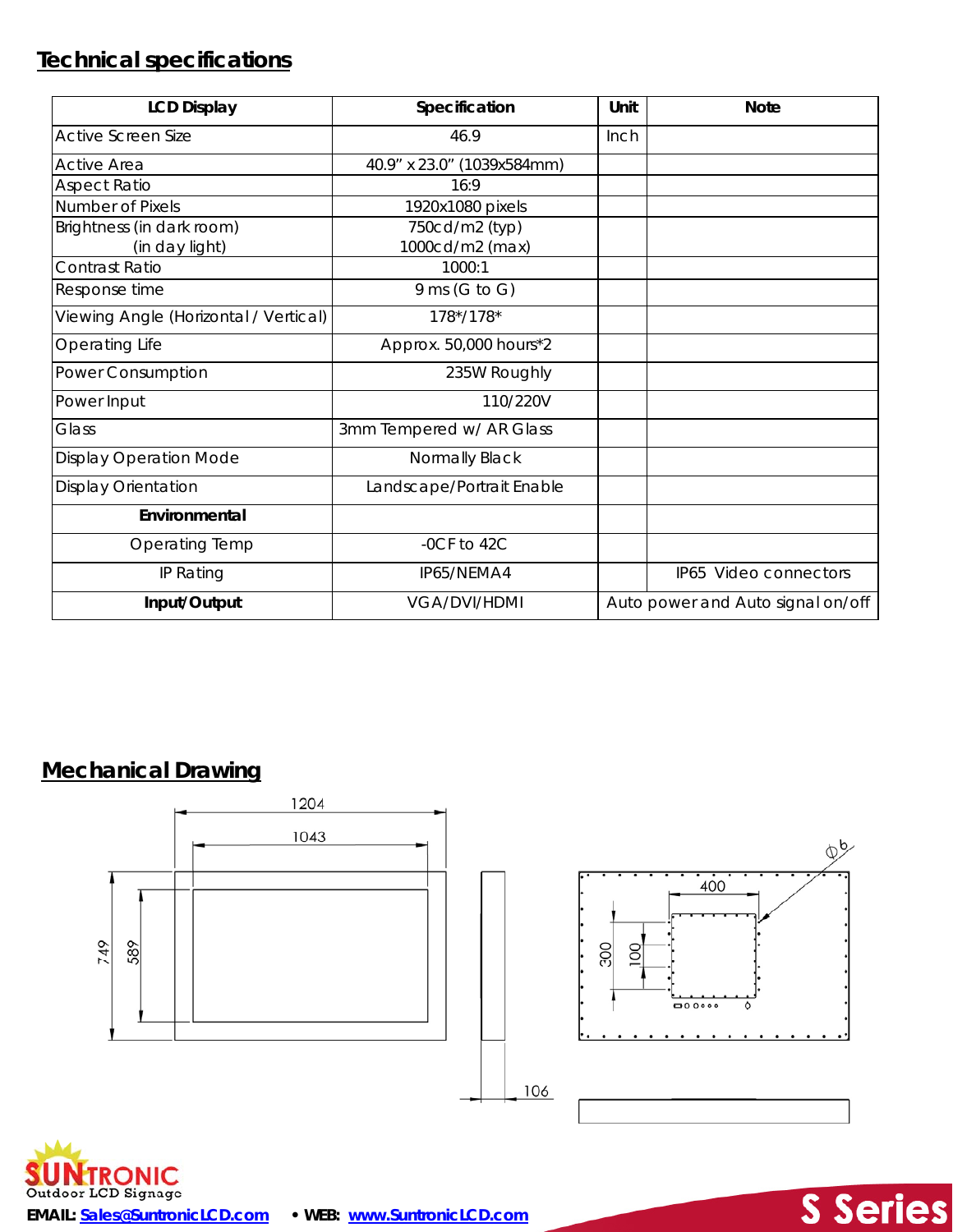## Technical specifications

| LCD Display | Specification | Unit | Note |
|---|---|---|---|
| Active Screen Size | 46.9 | Inch | |
| Active Area | 40.9" x 23.0" (1039x584mm) | | |
| Aspect Ratio | 16:9 | | |
| Number of Pixels | 1920x1080 pixels | | |
| Brightness (in dark room)<br>(in day light) | 750cd/m2 (typ)<br>1000cd/m2 (max) | | |
| Contrast Ratio | 1000:1 | | |
| Response time | 9 ms (G to G) | | |
| Viewing Angle (Horizontal / Vertical) | 178*/178* | | |
| Operating Life | Approx. 50,000 hours*2 | | |
| Power Consumption | 235W Roughly | | |
| Power Input | 110/220V | | |
| Glass | 3mm Tempered w/ AR Glass | | |
| Display Operation Mode | Normally Black | | |
| Display Orientation | Landscape/Portrait Enable | | |
| **Environmental** | | | |
| Operating Temp | -0CF to 42C | | |
| IP Rating | IP65/NEMA4 | | IP65 Video connectors |
| **Input/Output** | VGA/DVI/HDMI | Auto power and Auto signal on/off | |

## Mechanical Drawing

1204
1043
749
589
106
400
300
100
Φ6

SUNTRONIC Outdoor LCD Signage

EMAIL: Sales@SuntronicLCD.com • WEB: www.SuntronicLCD.com

S Series